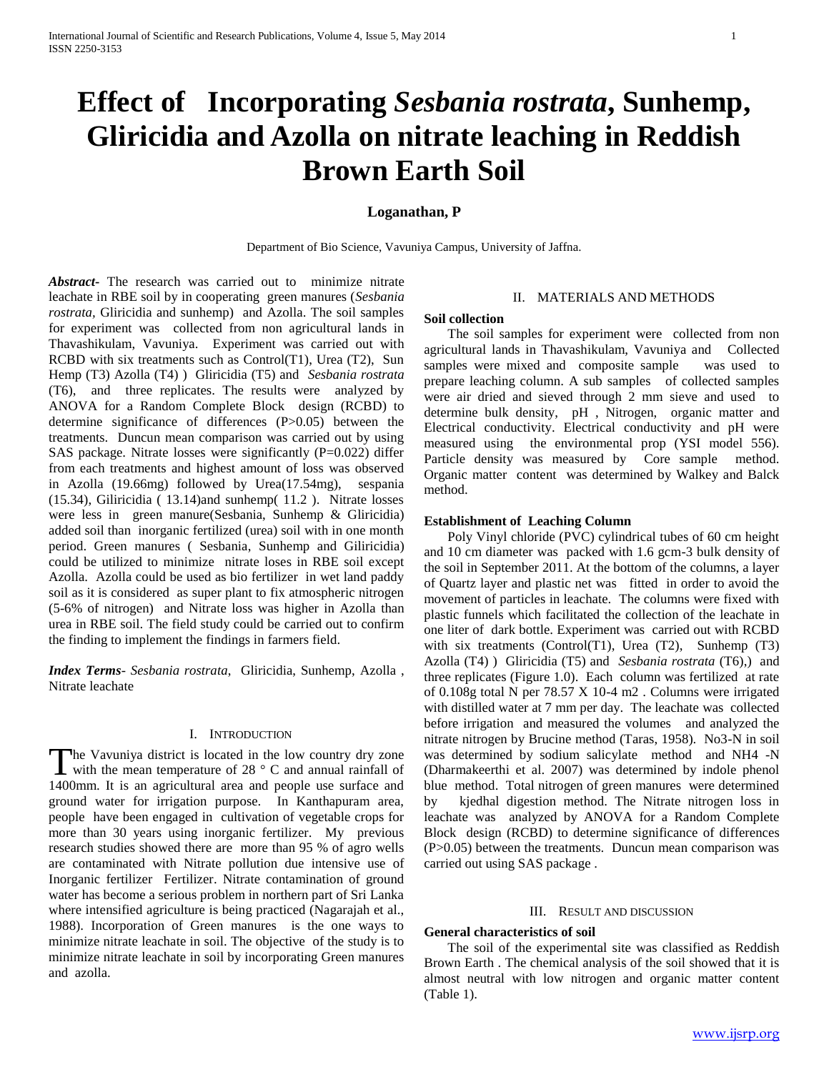# Effect of Incorporating *Sesbania rostrata*, Sunhemp, Gliricidia and Azolla on nitrate leaching in Reddish Brown Earth Soil

**Loganathan, P**

Department of Bio Science, Vavuniya Campus, University of Jaffna.

***Abstract***- The research was carried out to minimize nitrate leachate in RBE soil by in cooperating green manures (*Sesbania rostrata*, Gliricidia and sunhemp) and Azolla. The soil samples for experiment was collected from non agricultural lands in Thavashikulam, Vavuniya. Experiment was carried out with RCBD with six treatments such as Control(T1), Urea (T2), Sun Hemp (T3) Azolla (T4) ) Gliricidia (T5) and *Sesbania rostrata* (T6), and three replicates. The results were analyzed by ANOVA for a Random Complete Block design (RCBD) to determine significance of differences ($P>0.05$) between the treatments. Duncun mean comparison was carried out by using SAS package. Nitrate losses were significantly ($P=0.022$) differ from each treatments and highest amount of loss was observed in Azolla (19.66mg) followed by Urea(17.54mg), sespania (15.34), Giliricidia ( 13.14)and sunhemp( 11.2 ). Nitrate losses were less in green manure(Sesbania, Sunhemp & Gliricidia) added soil than inorganic fertilized (urea) soil with in one month period. Green manures ( Sesbania, Sunhemp and Giliricidia) could be utilized to minimize nitrate loses in RBE soil except Azolla. Azolla could be used as bio fertilizer in wet land paddy soil as it is considered as super plant to fix atmospheric nitrogen (5-6% of nitrogen) and Nitrate loss was higher in Azolla than urea in RBE soil. The field study could be carried out to confirm the finding to implement the findings in farmers field.

***Index Terms***- *Sesbania rostrata*, Gliricidia, Sunhemp, Azolla , Nitrate leachate

## I. Introduction

The Vavuniya district is located in the low country dry zone with the mean temperature of 28 ° C and annual rainfall of 1400mm. It is an agricultural area and people use surface and ground water for irrigation purpose. In Kanthapuram area, people have been engaged in cultivation of vegetable crops for more than 30 years using inorganic fertilizer. My previous research studies showed there are more than 95 % of agro wells are contaminated with Nitrate pollution due intensive use of Inorganic fertilizer Fertilizer. Nitrate contamination of ground water has become a serious problem in northern part of Sri Lanka where intensified agriculture is being practiced (Nagarajah et al., 1988). Incorporation of Green manures is the one ways to minimize nitrate leachate in soil. The objective of the study is to minimize nitrate leachate in soil by incorporating Green manures and azolla.

## II. Materials and Methods

**Soil collection**

The soil samples for experiment were collected from non agricultural lands in Thavashikulam, Vavuniya and Collected samples were mixed and composite sample was used to prepare leaching column. A sub samples of collected samples were air dried and sieved through 2 mm sieve and used to determine bulk density, pH , Nitrogen, organic matter and Electrical conductivity. Electrical conductivity and pH were measured using the environmental prop (YSI model 556). Particle density was measured by Core sample method. Organic matter content was determined by Walkey and Balck method.

**Establishment of Leaching Column**

Poly Vinyl chloride (PVC) cylindrical tubes of 60 cm height and 10 cm diameter was packed with 1.6 gcm-3 bulk density of the soil in September 2011. At the bottom of the columns, a layer of Quartz layer and plastic net was fitted in order to avoid the movement of particles in leachate. The columns were fixed with plastic funnels which facilitated the collection of the leachate in one liter of dark bottle. Experiment was carried out with RCBD with six treatments (Control(T1), Urea (T2), Sunhemp (T3) Azolla (T4) ) Gliricidia (T5) and *Sesbania rostrata* (T6),) and three replicates (Figure 1.0). Each column was fertilized at rate of 0.108g total N per 78.57 X 10-4 m2 . Columns were irrigated with distilled water at 7 mm per day. The leachate was collected before irrigation and measured the volumes and analyzed the nitrate nitrogen by Brucine method (Taras, 1958). No3-N in soil was determined by sodium salicylate method and NH4 -N (Dharmakeerthi et al. 2007) was determined by indole phenol blue method. Total nitrogen of green manures were determined by kjedhal digestion method. The Nitrate nitrogen loss in leachate was analyzed by ANOVA for a Random Complete Block design (RCBD) to determine significance of differences ($P>0.05$) between the treatments. Duncun mean comparison was carried out using SAS package .

## III. Result and Discussion

**General characteristics of soil**

The soil of the experimental site was classified as Reddish Brown Earth . The chemical analysis of the soil showed that it is almost neutral with low nitrogen and organic matter content (Table 1).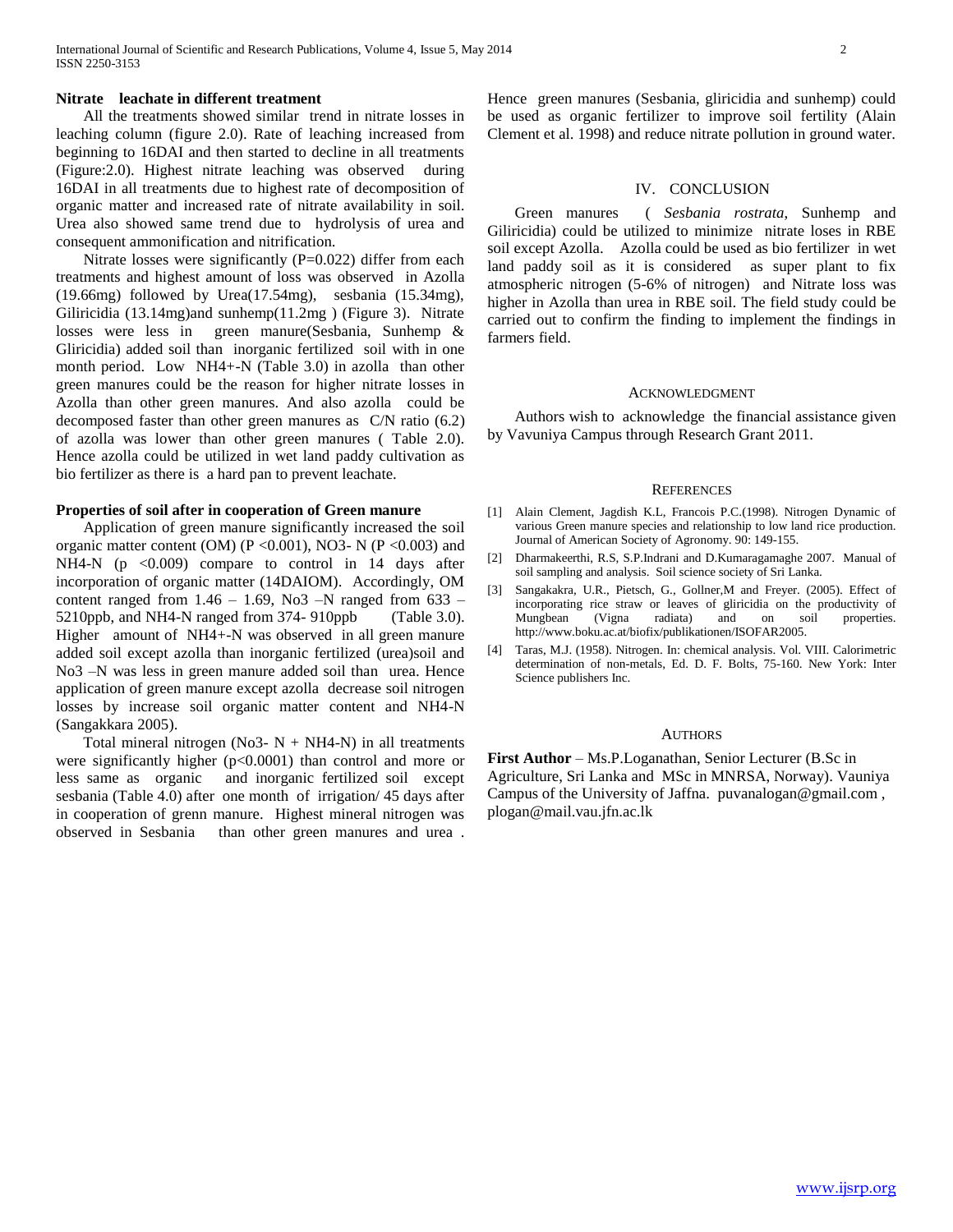**Nitrate leachate in different treatment**

All the treatments showed similar trend in nitrate losses in leaching column (figure 2.0). Rate of leaching increased from beginning to 16DAI and then started to decline in all treatments (Figure:2.0). Highest nitrate leaching was observed during 16DAI in all treatments due to highest rate of decomposition of organic matter and increased rate of nitrate availability in soil. Urea also showed same trend due to hydrolysis of urea and consequent ammonification and nitrification.

Nitrate losses were significantly (P=0.022) differ from each treatments and highest amount of loss was observed in Azolla (19.66mg) followed by Urea(17.54mg), sesbania (15.34mg), Giliricidia (13.14mg)and sunhemp(11.2mg ) (Figure 3). Nitrate losses were less in green manure(Sesbania, Sunhemp & Gliricidia) added soil than inorganic fertilized soil with in one month period. Low $NH_4^+$-N (Table 3.0) in azolla than other green manures could be the reason for higher nitrate losses in Azolla than other green manures. And also azolla could be decomposed faster than other green manures as C/N ratio (6.2) of azolla was lower than other green manures ( Table 2.0). Hence azolla could be utilized in wet land paddy cultivation as bio fertilizer as there is a hard pan to prevent leachate.

**Properties of soil after in cooperation of Green manure**

Application of green manure significantly increased the soil organic matter content (OM) ($P < 0.001$), $NO_3$- N ($P < 0.003$) and $NH_4$-N ($p < 0.009$) compare to control in 14 days after incorporation of organic matter (14DAIOM). Accordingly, OM content ranged from 1.46 – 1.69, $No_3$ –N ranged from 633 – 5210ppb, and $NH_4$-N ranged from 374- 910ppb (Table 3.0). Higher amount of $NH_4^+$-N was observed in all green manure added soil except azolla than inorganic fertilized (urea)soil and $No_3$ –N was less in green manure added soil than urea. Hence application of green manure except azolla decrease soil nitrogen losses by increase soil organic matter content and $NH_4$-N (Sangakkara 2005).

Total mineral nitrogen ($No_3$- N + $NH_4$-N) in all treatments were significantly higher ($p<0.0001$) than control and more or less same as organic and inorganic fertilized soil except sesbania (Table 4.0) after one month of irrigation/ 45 days after in cooperation of grenn manure. Highest mineral nitrogen was observed in Sesbania than other green manures and urea . Hence green manures (Sesbania, gliricidia and sunhemp) could be used as organic fertilizer to improve soil fertility (Alain Clement et al. 1998) and reduce nitrate pollution in ground water.

## IV. CONCLUSION

Green manures ( *Sesbania rostrata*, Sunhemp and Giliricidia) could be utilized to minimize nitrate loses in RBE soil except Azolla. Azolla could be used as bio fertilizer in wet land paddy soil as it is considered as super plant to fix atmospheric nitrogen (5-6% of nitrogen) and Nitrate loss was higher in Azolla than urea in RBE soil. The field study could be carried out to confirm the finding to implement the findings in farmers field.

## ACKNOWLEDGMENT

Authors wish to acknowledge the financial assistance given by Vavuniya Campus through Research Grant 2011.

## REFERENCES

[1] Alain Clement, Jagdish K.L, Francois P.C.(1998). Nitrogen Dynamic of various Green manure species and relationship to low land rice production. Journal of American Society of Agronomy. 90: 149-155.

[2] Dharmakeerthi, R.S, S.P.Indrani and D.Kumaragamaghe 2007. Manual of soil sampling and analysis. Soil science society of Sri Lanka.

[3] Sangakakra, U.R., Pietsch, G., Gollner,M and Freyer. (2005). Effect of incorporating rice straw or leaves of gliricidia on the productivity of Mungbean (Vigna radiata) and on soil properties. http://www.boku.ac.at/biofix/publikationen/ISOFAR2005.

[4] Taras, M.J. (1958). Nitrogen. In: chemical analysis. Vol. VIII. Calorimetric determination of non-metals, Ed. D. F. Bolts, 75-160. New York: Inter Science publishers Inc.

## AUTHORS

**First Author** – Ms.P.Loganathan, Senior Lecturer (B.Sc in Agriculture, Sri Lanka and MSc in MNRSA, Norway). Vauniya Campus of the University of Jaffna. puvanalogan@gmail.com , plogan@mail.vau.jfn.ac.lk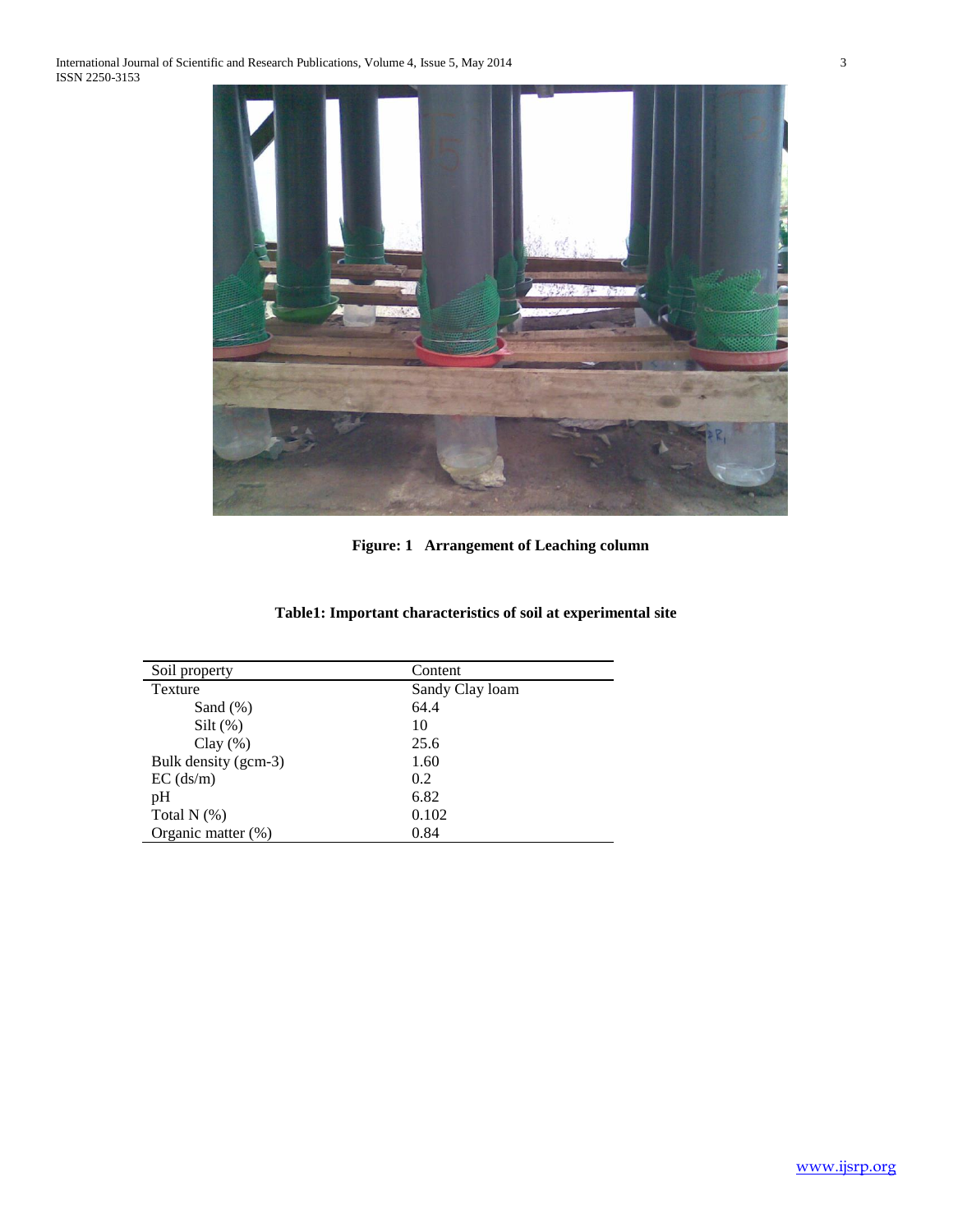**Figure: 1 Arrangement of Leaching column**

**Table1: Important characteristics of soil at experimental site**

| Soil property | Content |
| --- | --- |
| Texture | Sandy Clay loam |
| Sand (%) | 64.4 |
| Silt (%) | 10 |
| Clay (%) | 25.6 |
| Bulk density (gcm-3) | 1.60 |
| EC (ds/m) | 0.2 |
| pH | 6.82 |
| Total N (%) | 0.102 |
| Organic matter (%) | 0.84 |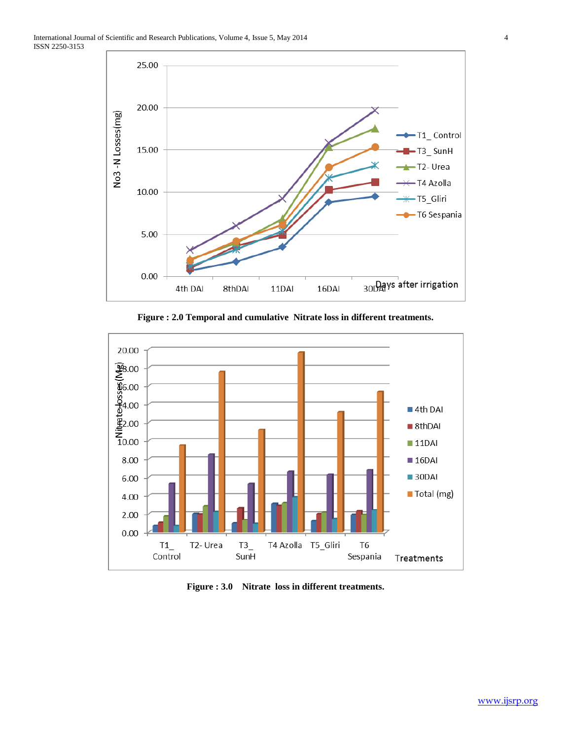**Figure : 2.0 Temporal and cumulative Nitrate loss in different treatments.**

**Figure : 3.0 Nitrate loss in different treatments.**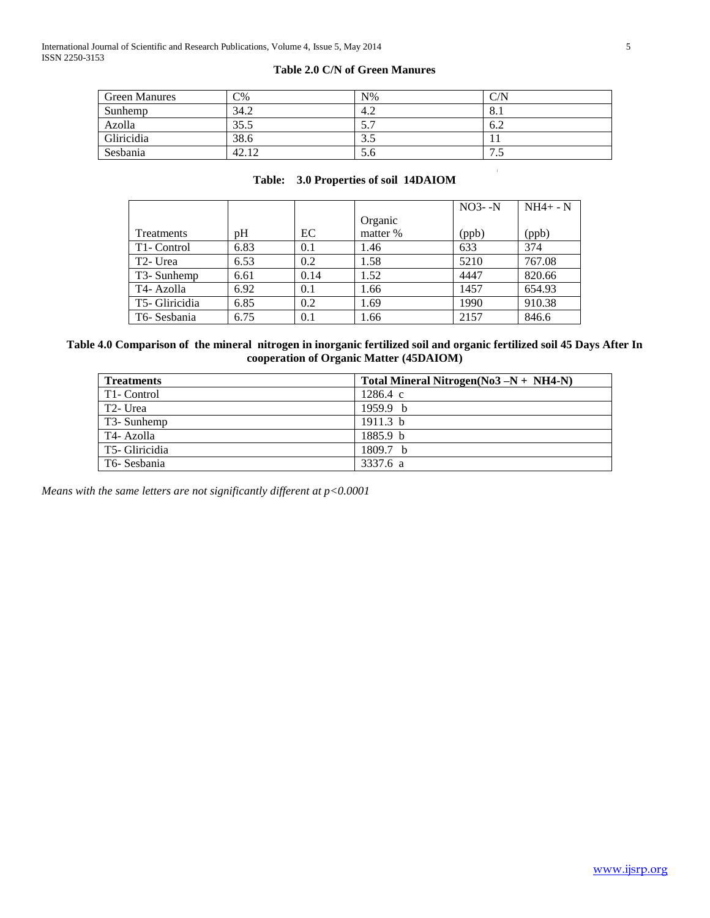**Table 2.0 C/N of Green Manures**

| Green Manures | C% | N% | C/N |
|---|---|---|---|
| Sunhemp | 34.2 | 4.2 | 8.1 |
| Azolla | 35.5 | 5.7 | 6.2 |
| Gliricidia | 38.6 | 3.5 | 11 |
| Sesbania | 42.12 | 5.6 | 7.5 |

**Table: 3.0 Properties of soil 14DAIOM**

| Treatments | pH | EC | Organic matter % | NO3- -N (ppb) | NH4+ - N (ppb) |
|---|---|---|---|---|---|
| T1- Control | 6.83 | 0.1 | 1.46 | 633 | 374 |
| T2- Urea | 6.53 | 0.2 | 1.58 | 5210 | 767.08 |
| T3- Sunhemp | 6.61 | 0.14 | 1.52 | 4447 | 820.66 |
| T4- Azolla | 6.92 | 0.1 | 1.66 | 1457 | 654.93 |
| T5- Gliricidia | 6.85 | 0.2 | 1.69 | 1990 | 910.38 |
| T6- Sesbania | 6.75 | 0.1 | 1.66 | 2157 | 846.6 |

**Table 4.0 Comparison of the mineral nitrogen in inorganic fertilized soil and organic fertilized soil 45 Days After In cooperation of Organic Matter (45DAIOM)**

| **Treatments** | **Total Mineral Nitrogen(No3 –N + NH4-N)** |
|---|---|
| T1- Control | 1286.4 c |
| T2- Urea | 1959.9 b |
| T3- Sunhemp | 1911.3 b |
| T4- Azolla | 1885.9 b |
| T5- Gliricidia | 1809.7 b |
| T6- Sesbania | 3337.6 a |

*Means with the same letters are not significantly different at $p<0.0001$*